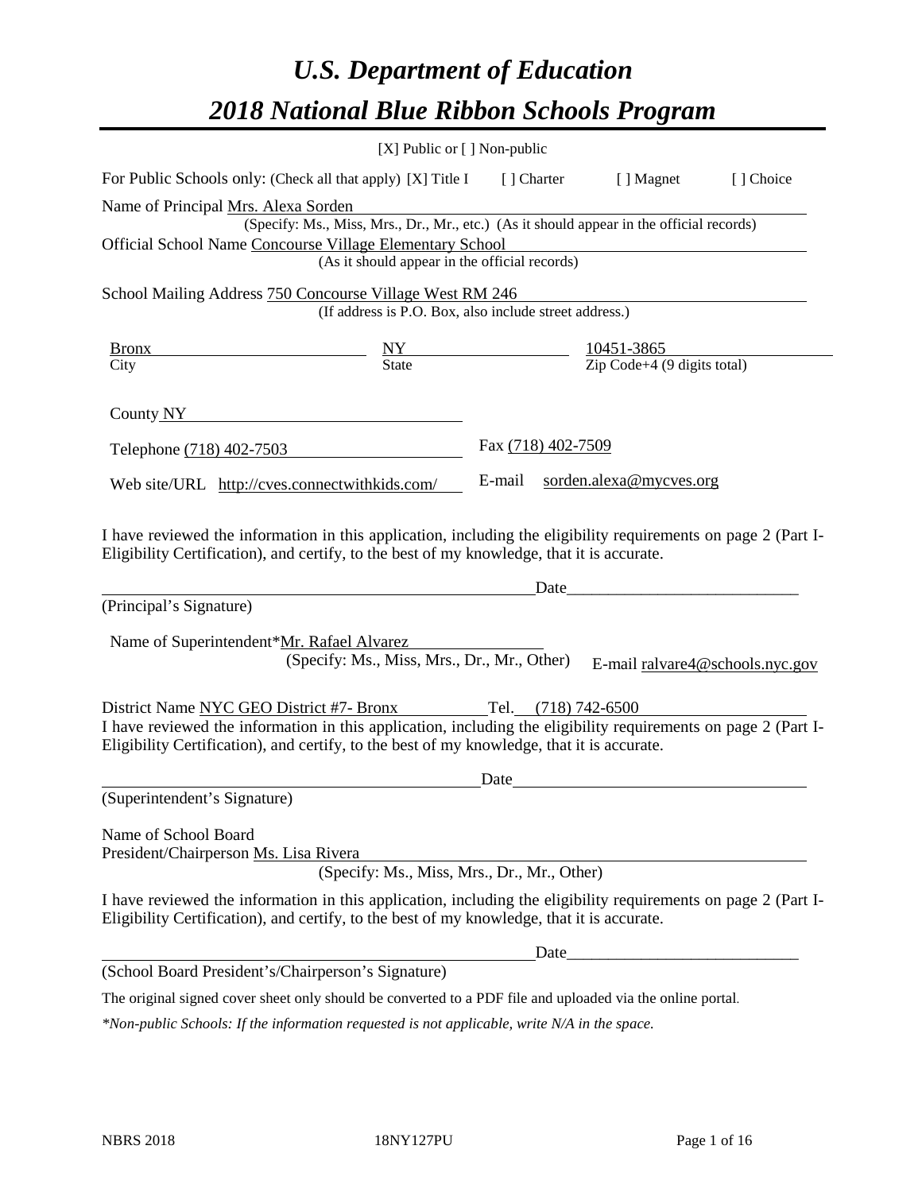# *U.S. Department of Education*
# *2018 National Blue Ribbon Schools Program*

[X] Public or [ ] Non-public

For Public Schools only: (Check all that apply) [X] Title I [ ] Charter [ ] Magnet [ ] Choice

Name of Principal Mrs. Alexa Sorden
(Specify: Ms., Miss, Mrs., Dr., Mr., etc.) (As it should appear in the official records)

Official School Name Concourse Village Elementary School
(As it should appear in the official records)

School Mailing Address 750 Concourse Village West RM 246
(If address is P.O. Box, also include street address.)

| City | State | Zip Code+4 (9 digits total) |
|---|---|---|
| Bronx | NY | 10451-3865 |

County NY

Telephone (718) 402-7503 Fax (718) 402-7509

Web site/URL http://cves.connectwithkids.com/ E-mail sorden.alexa@mycves.org

I have reviewed the information in this application, including the eligibility requirements on page 2 (Part I-Eligibility Certification), and certify, to the best of my knowledge, that it is accurate.

_______________________________________ Date_____________________________

(Principal's Signature)

Name of Superintendent*Mr. Rafael Alvarez
(Specify: Ms., Miss, Mrs., Dr., Mr., Other) E-mail ralvare4@schools.nyc.gov

District Name NYC GEO District #7- Bronx Tel. (718) 742-6500

I have reviewed the information in this application, including the eligibility requirements on page 2 (Part I-Eligibility Certification), and certify, to the best of my knowledge, that it is accurate.

_______________________________________ Date_____________________________

(Superintendent's Signature)

Name of School Board
President/Chairperson Ms. Lisa Rivera
(Specify: Ms., Miss, Mrs., Dr., Mr., Other)

I have reviewed the information in this application, including the eligibility requirements on page 2 (Part I-Eligibility Certification), and certify, to the best of my knowledge, that it is accurate.

_______________________________________ Date_____________________________

(School Board President's/Chairperson's Signature)

The original signed cover sheet only should be converted to a PDF file and uploaded via the online portal.

*\*Non-public Schools: If the information requested is not applicable, write N/A in the space.*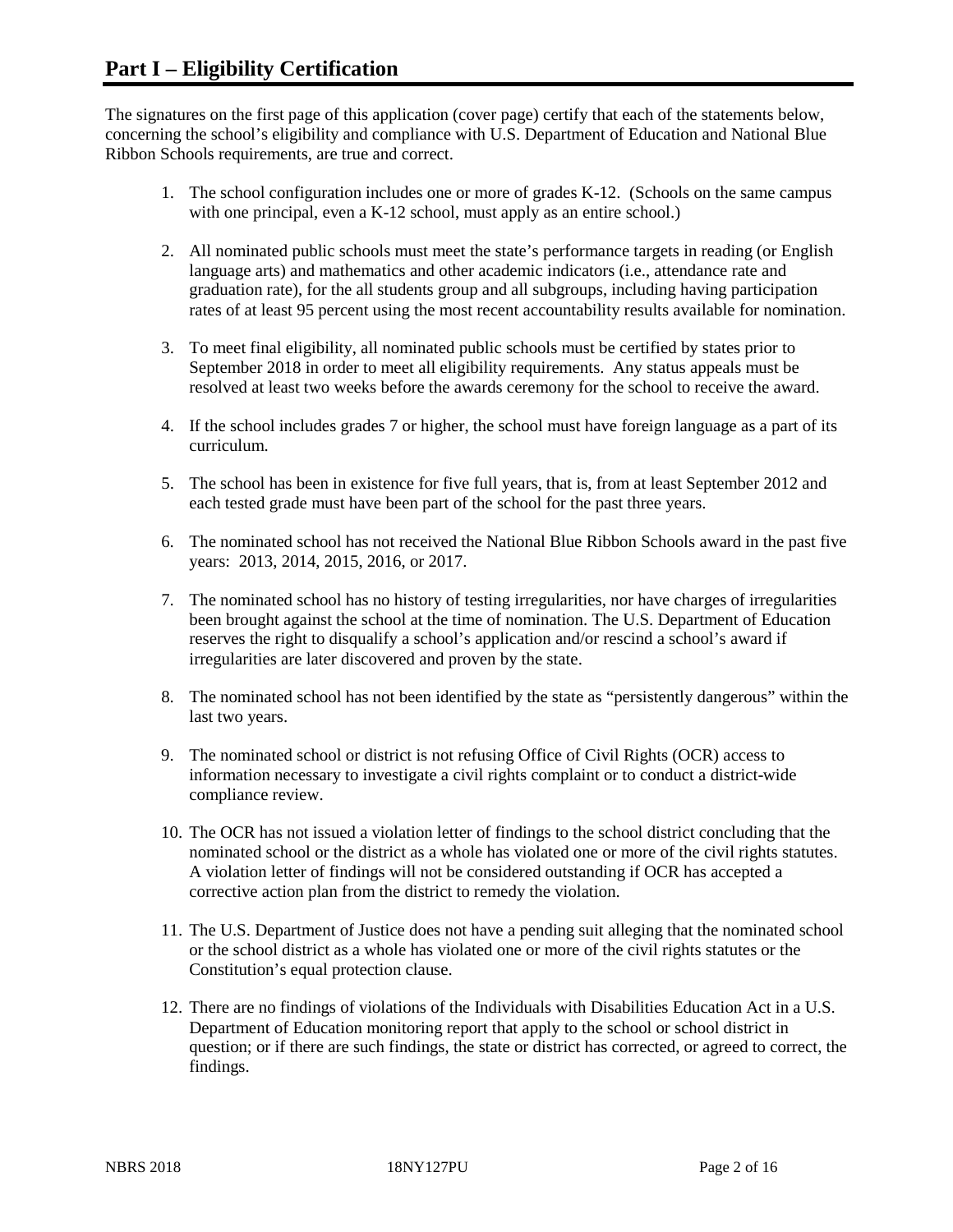# Part I – Eligibility Certification

The signatures on the first page of this application (cover page) certify that each of the statements below, concerning the school's eligibility and compliance with U.S. Department of Education and National Blue Ribbon Schools requirements, are true and correct.

1. The school configuration includes one or more of grades K-12. (Schools on the same campus with one principal, even a K-12 school, must apply as an entire school.)

2. All nominated public schools must meet the state's performance targets in reading (or English language arts) and mathematics and other academic indicators (i.e., attendance rate and graduation rate), for the all students group and all subgroups, including having participation rates of at least 95 percent using the most recent accountability results available for nomination.

3. To meet final eligibility, all nominated public schools must be certified by states prior to September 2018 in order to meet all eligibility requirements. Any status appeals must be resolved at least two weeks before the awards ceremony for the school to receive the award.

4. If the school includes grades 7 or higher, the school must have foreign language as a part of its curriculum.

5. The school has been in existence for five full years, that is, from at least September 2012 and each tested grade must have been part of the school for the past three years.

6. The nominated school has not received the National Blue Ribbon Schools award in the past five years: 2013, 2014, 2015, 2016, or 2017.

7. The nominated school has no history of testing irregularities, nor have charges of irregularities been brought against the school at the time of nomination. The U.S. Department of Education reserves the right to disqualify a school's application and/or rescind a school's award if irregularities are later discovered and proven by the state.

8. The nominated school has not been identified by the state as "persistently dangerous" within the last two years.

9. The nominated school or district is not refusing Office of Civil Rights (OCR) access to information necessary to investigate a civil rights complaint or to conduct a district-wide compliance review.

10. The OCR has not issued a violation letter of findings to the school district concluding that the nominated school or the district as a whole has violated one or more of the civil rights statutes. A violation letter of findings will not be considered outstanding if OCR has accepted a corrective action plan from the district to remedy the violation.

11. The U.S. Department of Justice does not have a pending suit alleging that the nominated school or the school district as a whole has violated one or more of the civil rights statutes or the Constitution's equal protection clause.

12. There are no findings of violations of the Individuals with Disabilities Education Act in a U.S. Department of Education monitoring report that apply to the school or school district in question; or if there are such findings, the state or district has corrected, or agreed to correct, the findings.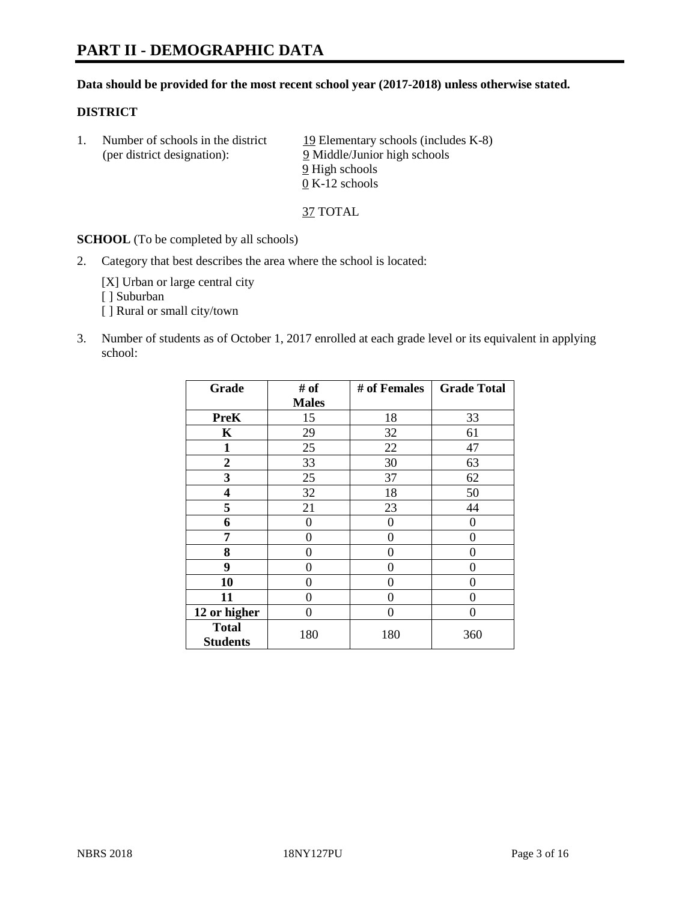# PART II - DEMOGRAPHIC DATA

**Data should be provided for the most recent school year (2017-2018) unless otherwise stated.**

**DISTRICT**

1. Number of schools in the district (per district designation):
   - 19 Elementary schools (includes K-8)
   - 9 Middle/Junior high schools
   - 9 High schools
   - 0 K-12 schools

   37 TOTAL

**SCHOOL** (To be completed by all schools)

2. Category that best describes the area where the school is located:

   [X] Urban or large central city
   [ ] Suburban
   [ ] Rural or small city/town

3. Number of students as of October 1, 2017 enrolled at each grade level or its equivalent in applying school:

| Grade | # of Males | # of Females | Grade Total |
|---|---|---|---|
| PreK | 15 | 18 | 33 |
| K | 29 | 32 | 61 |
| 1 | 25 | 22 | 47 |
| 2 | 33 | 30 | 63 |
| 3 | 25 | 37 | 62 |
| 4 | 32 | 18 | 50 |
| 5 | 21 | 23 | 44 |
| 6 | 0 | 0 | 0 |
| 7 | 0 | 0 | 0 |
| 8 | 0 | 0 | 0 |
| 9 | 0 | 0 | 0 |
| 10 | 0 | 0 | 0 |
| 11 | 0 | 0 | 0 |
| 12 or higher | 0 | 0 | 0 |
| Total Students | 180 | 180 | 360 |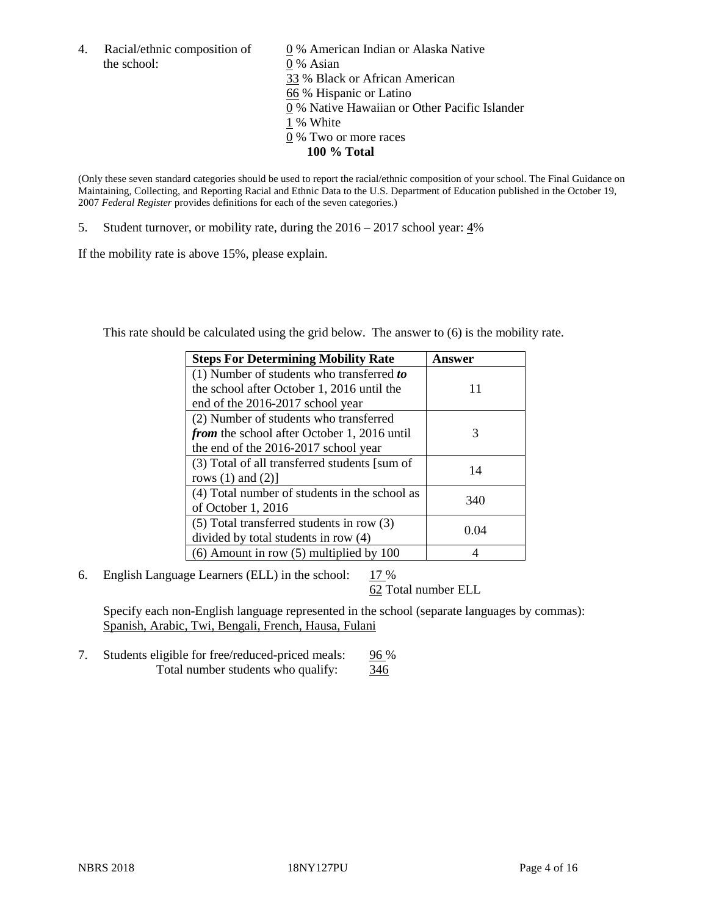4. Racial/ethnic composition of the school:

0 % American Indian or Alaska Native
0 % Asian
33 % Black or African American
66 % Hispanic or Latino
0 % Native Hawaiian or Other Pacific Islander
1 % White
0 % Two or more races
**100 % Total**

(Only these seven standard categories should be used to report the racial/ethnic composition of your school. The Final Guidance on Maintaining, Collecting, and Reporting Racial and Ethnic Data to the U.S. Department of Education published in the October 19, 2007 *Federal Register* provides definitions for each of the seven categories.)

5. Student turnover, or mobility rate, during the 2016 – 2017 school year: 4%

If the mobility rate is above 15%, please explain.

This rate should be calculated using the grid below. The answer to (6) is the mobility rate.

| **Steps For Determining Mobility Rate** | **Answer** |
|---|---|
| (1) Number of students who transferred ***to*** the school after October 1, 2016 until the end of the 2016-2017 school year | 11 |
| (2) Number of students who transferred ***from*** the school after October 1, 2016 until the end of the 2016-2017 school year | 3 |
| (3) Total of all transferred students [sum of rows (1) and (2)] | 14 |
| (4) Total number of students in the school as of October 1, 2016 | 340 |
| (5) Total transferred students in row (3) divided by total students in row (4) | 0.04 |
| (6) Amount in row (5) multiplied by 100 | 4 |

6. English Language Learners (ELL) in the school: 17 %
62 Total number ELL

Specify each non-English language represented in the school (separate languages by commas):
Spanish, Arabic, Twi, Bengali, French, Hausa, Fulani

7. Students eligible for free/reduced-priced meals: 96 %
Total number students who qualify: 346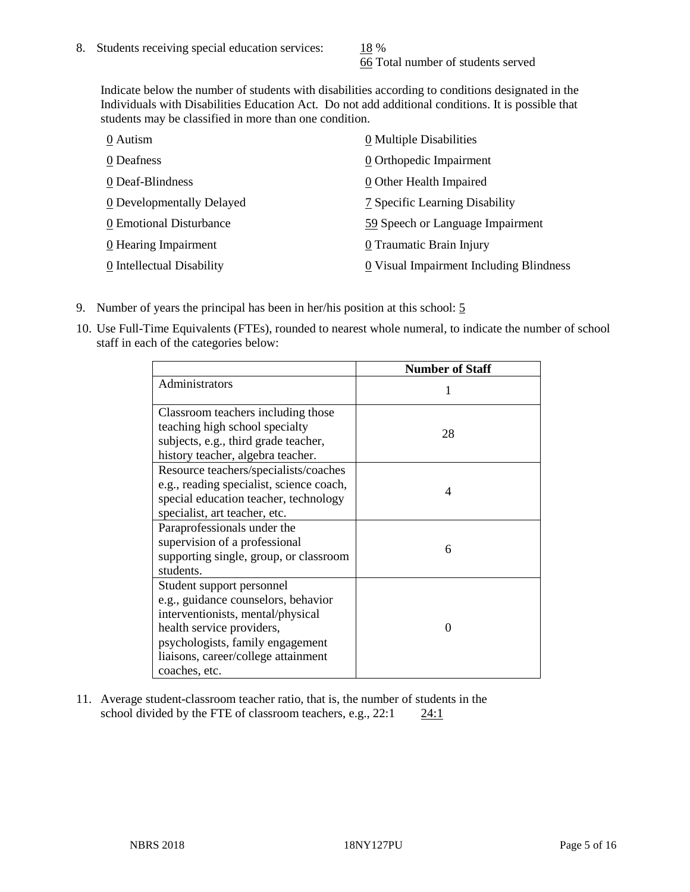8. Students receiving special education services: 18 %
   66 Total number of students served

   Indicate below the number of students with disabilities according to conditions designated in the Individuals with Disabilities Education Act. Do not add additional conditions. It is possible that students may be classified in more than one condition.

   0 Autism
   0 Deafness
   0 Deaf-Blindness
   0 Developmentally Delayed
   0 Emotional Disturbance
   0 Hearing Impairment
   0 Intellectual Disability
   0 Multiple Disabilities
   0 Orthopedic Impairment
   0 Other Health Impaired
   7 Specific Learning Disability
   59 Speech or Language Impairment
   0 Traumatic Brain Injury
   0 Visual Impairment Including Blindness

9. Number of years the principal has been in her/his position at this school: 5

10. Use Full-Time Equivalents (FTEs), rounded to nearest whole numeral, to indicate the number of school staff in each of the categories below:

| | Number of Staff |
|---|---|
| Administrators | 1 |
| Classroom teachers including those teaching high school specialty subjects, e.g., third grade teacher, history teacher, algebra teacher. | 28 |
| Resource teachers/specialists/coaches e.g., reading specialist, science coach, special education teacher, technology specialist, art teacher, etc. | 4 |
| Paraprofessionals under the supervision of a professional supporting single, group, or classroom students. | 6 |
| Student support personnel e.g., guidance counselors, behavior interventionists, mental/physical health service providers, psychologists, family engagement liaisons, career/college attainment coaches, etc. | 0 |

11. Average student-classroom teacher ratio, that is, the number of students in the school divided by the FTE of classroom teachers, e.g., 22:1 24:1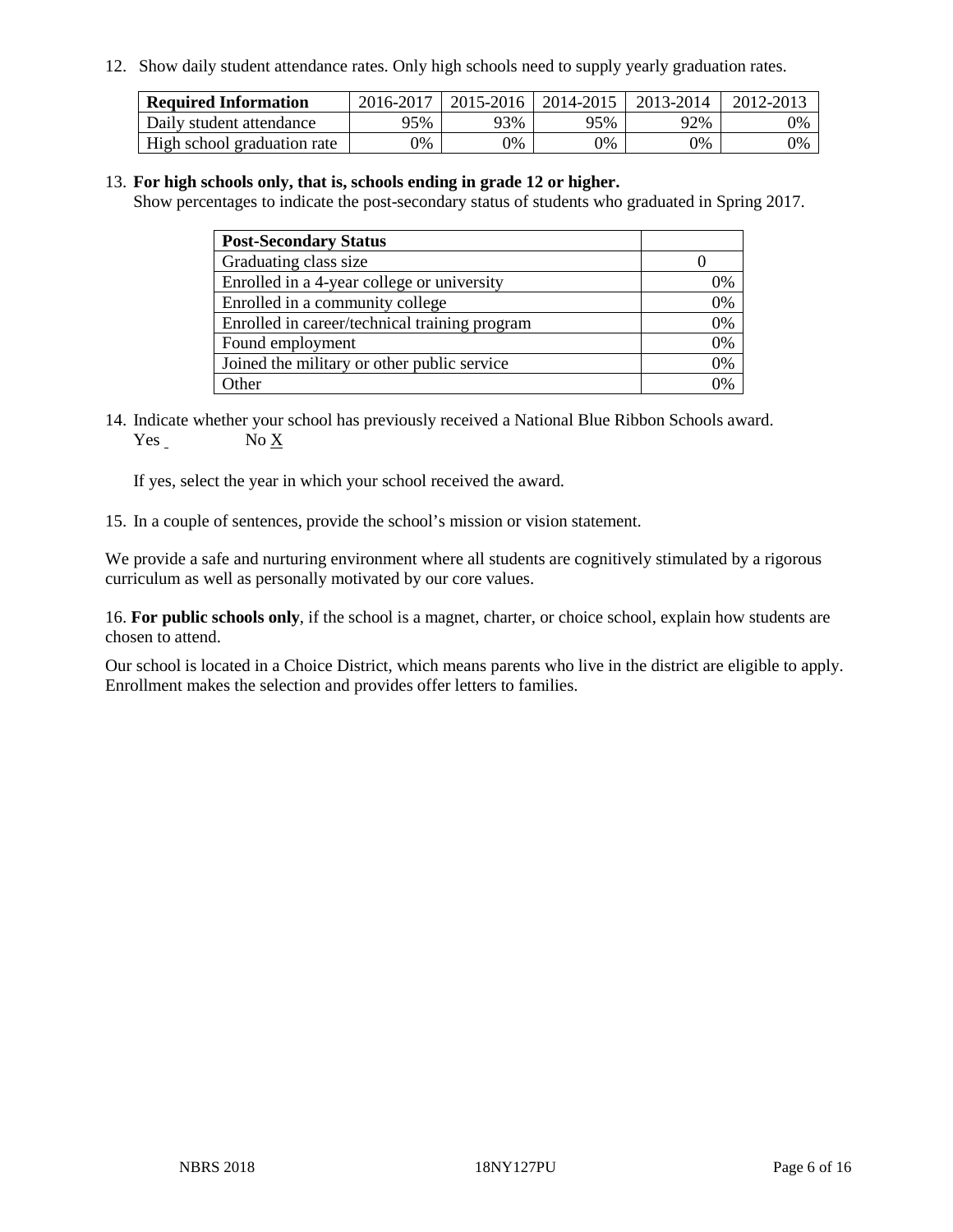12. Show daily student attendance rates. Only high schools need to supply yearly graduation rates.

| Required Information | 2016-2017 | 2015-2016 | 2014-2015 | 2013-2014 | 2012-2013 |
|---|---|---|---|---|---|
| Daily student attendance | 95% | 93% | 95% | 92% | 0% |
| High school graduation rate | 0% | 0% | 0% | 0% | 0% |

13. **For high schools only, that is, schools ending in grade 12 or higher.**
Show percentages to indicate the post-secondary status of students who graduated in Spring 2017.

| Post-Secondary Status | |
|---|---|
| Graduating class size | 0 |
| Enrolled in a 4-year college or university | 0% |
| Enrolled in a community college | 0% |
| Enrolled in career/technical training program | 0% |
| Found employment | 0% |
| Joined the military or other public service | 0% |
| Other | 0% |

14. Indicate whether your school has previously received a National Blue Ribbon Schools award.
Yes ___ No X

If yes, select the year in which your school received the award.

15. In a couple of sentences, provide the school's mission or vision statement.

We provide a safe and nurturing environment where all students are cognitively stimulated by a rigorous curriculum as well as personally motivated by our core values.

16. **For public schools only**, if the school is a magnet, charter, or choice school, explain how students are chosen to attend.

Our school is located in a Choice District, which means parents who live in the district are eligible to apply. Enrollment makes the selection and provides offer letters to families.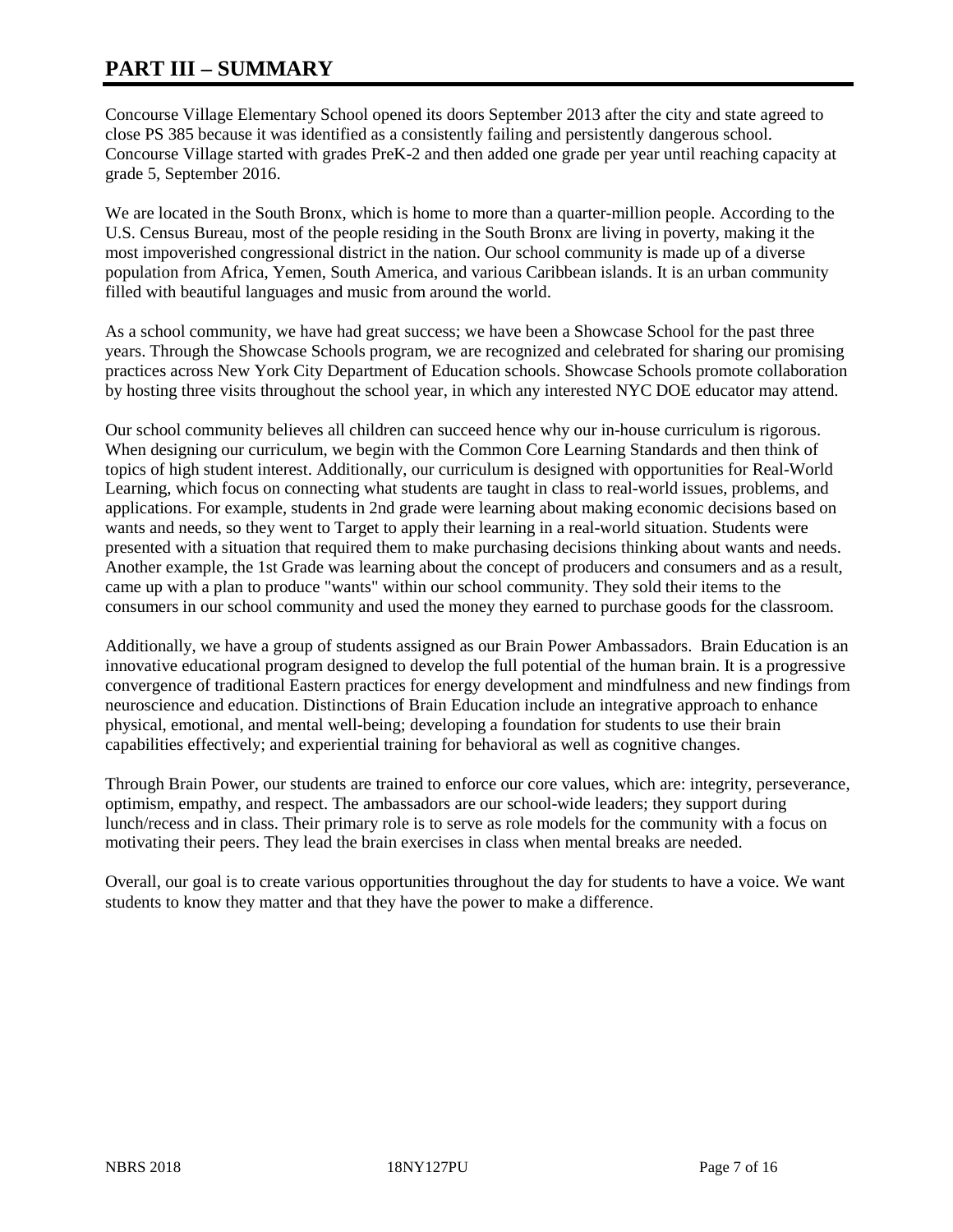# PART III – SUMMARY

Concourse Village Elementary School opened its doors September 2013 after the city and state agreed to close PS 385 because it was identified as a consistently failing and persistently dangerous school. Concourse Village started with grades PreK-2 and then added one grade per year until reaching capacity at grade 5, September 2016.

We are located in the South Bronx, which is home to more than a quarter-million people. According to the U.S. Census Bureau, most of the people residing in the South Bronx are living in poverty, making it the most impoverished congressional district in the nation. Our school community is made up of a diverse population from Africa, Yemen, South America, and various Caribbean islands. It is an urban community filled with beautiful languages and music from around the world.

As a school community, we have had great success; we have been a Showcase School for the past three years. Through the Showcase Schools program, we are recognized and celebrated for sharing our promising practices across New York City Department of Education schools. Showcase Schools promote collaboration by hosting three visits throughout the school year, in which any interested NYC DOE educator may attend.

Our school community believes all children can succeed hence why our in-house curriculum is rigorous. When designing our curriculum, we begin with the Common Core Learning Standards and then think of topics of high student interest. Additionally, our curriculum is designed with opportunities for Real-World Learning, which focus on connecting what students are taught in class to real-world issues, problems, and applications. For example, students in 2nd grade were learning about making economic decisions based on wants and needs, so they went to Target to apply their learning in a real-world situation. Students were presented with a situation that required them to make purchasing decisions thinking about wants and needs. Another example, the 1st Grade was learning about the concept of producers and consumers and as a result, came up with a plan to produce "wants" within our school community. They sold their items to the consumers in our school community and used the money they earned to purchase goods for the classroom.

Additionally, we have a group of students assigned as our Brain Power Ambassadors. Brain Education is an innovative educational program designed to develop the full potential of the human brain. It is a progressive convergence of traditional Eastern practices for energy development and mindfulness and new findings from neuroscience and education. Distinctions of Brain Education include an integrative approach to enhance physical, emotional, and mental well-being; developing a foundation for students to use their brain capabilities effectively; and experiential training for behavioral as well as cognitive changes.

Through Brain Power, our students are trained to enforce our core values, which are: integrity, perseverance, optimism, empathy, and respect. The ambassadors are our school-wide leaders; they support during lunch/recess and in class. Their primary role is to serve as role models for the community with a focus on motivating their peers. They lead the brain exercises in class when mental breaks are needed.

Overall, our goal is to create various opportunities throughout the day for students to have a voice. We want students to know they matter and that they have the power to make a difference.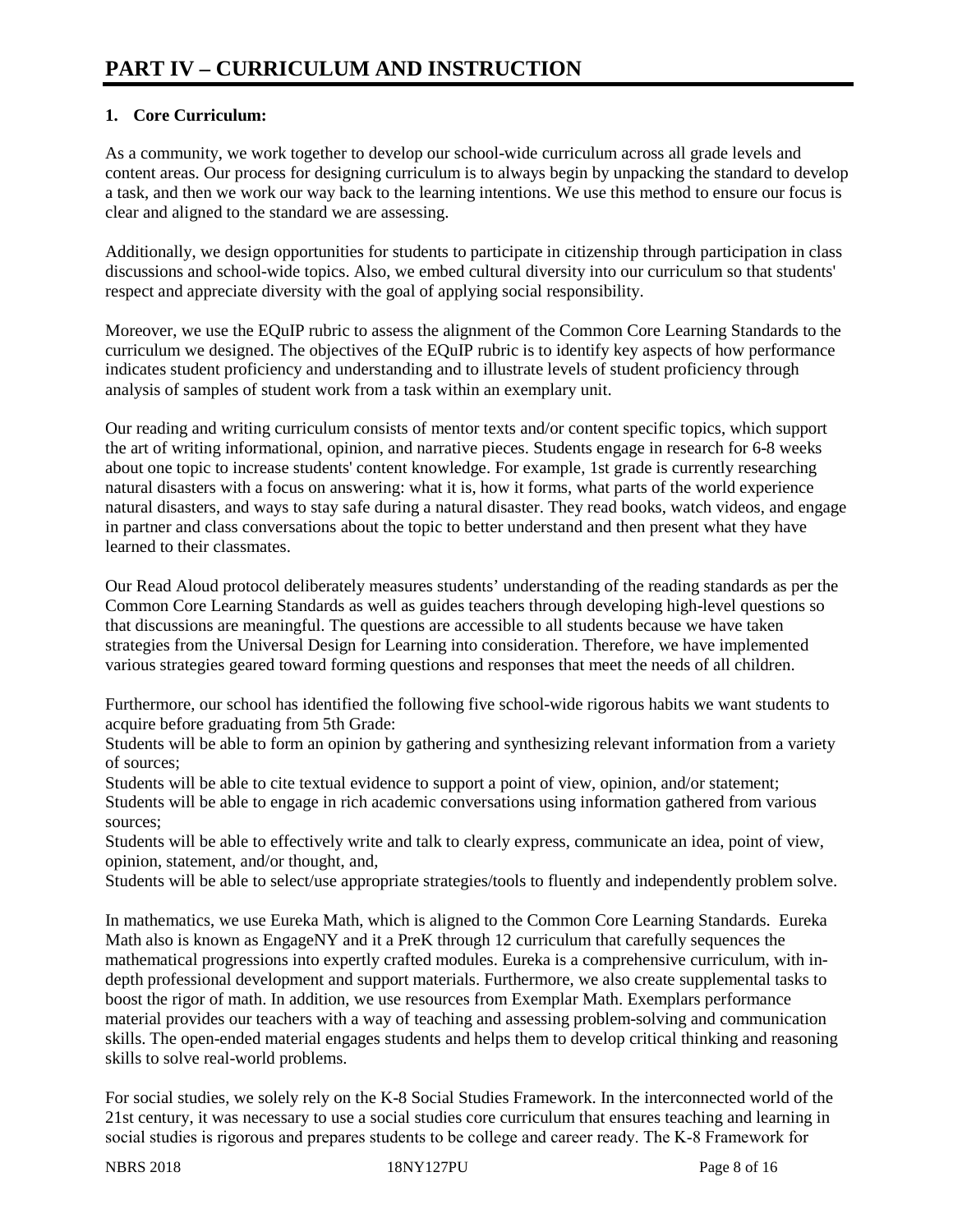# PART IV – CURRICULUM AND INSTRUCTION

**1. Core Curriculum:**

As a community, we work together to develop our school-wide curriculum across all grade levels and content areas. Our process for designing curriculum is to always begin by unpacking the standard to develop a task, and then we work our way back to the learning intentions. We use this method to ensure our focus is clear and aligned to the standard we are assessing.

Additionally, we design opportunities for students to participate in citizenship through participation in class discussions and school-wide topics. Also, we embed cultural diversity into our curriculum so that students' respect and appreciate diversity with the goal of applying social responsibility.

Moreover, we use the EQuIP rubric to assess the alignment of the Common Core Learning Standards to the curriculum we designed. The objectives of the EQuIP rubric is to identify key aspects of how performance indicates student proficiency and understanding and to illustrate levels of student proficiency through analysis of samples of student work from a task within an exemplary unit.

Our reading and writing curriculum consists of mentor texts and/or content specific topics, which support the art of writing informational, opinion, and narrative pieces. Students engage in research for 6-8 weeks about one topic to increase students' content knowledge. For example, 1st grade is currently researching natural disasters with a focus on answering: what it is, how it forms, what parts of the world experience natural disasters, and ways to stay safe during a natural disaster. They read books, watch videos, and engage in partner and class conversations about the topic to better understand and then present what they have learned to their classmates.

Our Read Aloud protocol deliberately measures students' understanding of the reading standards as per the Common Core Learning Standards as well as guides teachers through developing high-level questions so that discussions are meaningful. The questions are accessible to all students because we have taken strategies from the Universal Design for Learning into consideration. Therefore, we have implemented various strategies geared toward forming questions and responses that meet the needs of all children.

Furthermore, our school has identified the following five school-wide rigorous habits we want students to acquire before graduating from 5th Grade:

Students will be able to form an opinion by gathering and synthesizing relevant information from a variety of sources;

Students will be able to cite textual evidence to support a point of view, opinion, and/or statement;

Students will be able to engage in rich academic conversations using information gathered from various sources;

Students will be able to effectively write and talk to clearly express, communicate an idea, point of view, opinion, statement, and/or thought, and,

Students will be able to select/use appropriate strategies/tools to fluently and independently problem solve.

In mathematics, we use Eureka Math, which is aligned to the Common Core Learning Standards. Eureka Math also is known as EngageNY and it a PreK through 12 curriculum that carefully sequences the mathematical progressions into expertly crafted modules. Eureka is a comprehensive curriculum, with in-depth professional development and support materials. Furthermore, we also create supplemental tasks to boost the rigor of math. In addition, we use resources from Exemplar Math. Exemplars performance material provides our teachers with a way of teaching and assessing problem-solving and communication skills. The open-ended material engages students and helps them to develop critical thinking and reasoning skills to solve real-world problems.

For social studies, we solely rely on the K-8 Social Studies Framework. In the interconnected world of the 21st century, it was necessary to use a social studies core curriculum that ensures teaching and learning in social studies is rigorous and prepares students to be college and career ready. The K-8 Framework for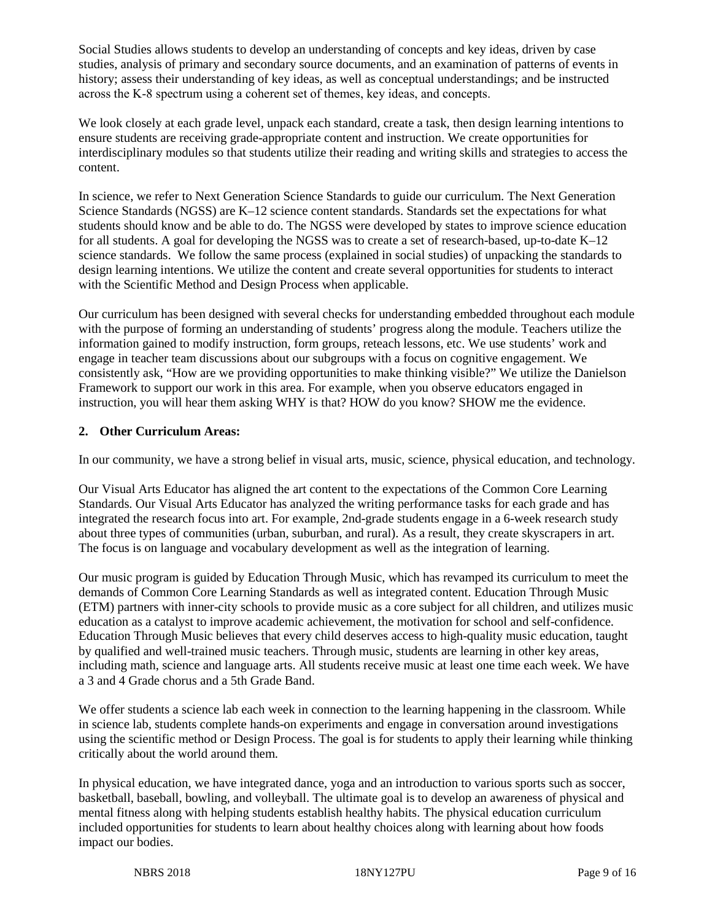Social Studies allows students to develop an understanding of concepts and key ideas, driven by case studies, analysis of primary and secondary source documents, and an examination of patterns of events in history; assess their understanding of key ideas, as well as conceptual understandings; and be instructed across the K-8 spectrum using a coherent set of themes, key ideas, and concepts.

We look closely at each grade level, unpack each standard, create a task, then design learning intentions to ensure students are receiving grade-appropriate content and instruction. We create opportunities for interdisciplinary modules so that students utilize their reading and writing skills and strategies to access the content.

In science, we refer to Next Generation Science Standards to guide our curriculum. The Next Generation Science Standards (NGSS) are K–12 science content standards. Standards set the expectations for what students should know and be able to do. The NGSS were developed by states to improve science education for all students. A goal for developing the NGSS was to create a set of research-based, up-to-date K–12 science standards. We follow the same process (explained in social studies) of unpacking the standards to design learning intentions. We utilize the content and create several opportunities for students to interact with the Scientific Method and Design Process when applicable.

Our curriculum has been designed with several checks for understanding embedded throughout each module with the purpose of forming an understanding of students' progress along the module. Teachers utilize the information gained to modify instruction, form groups, reteach lessons, etc. We use students' work and engage in teacher team discussions about our subgroups with a focus on cognitive engagement. We consistently ask, "How are we providing opportunities to make thinking visible?" We utilize the Danielson Framework to support our work in this area. For example, when you observe educators engaged in instruction, you will hear them asking WHY is that? HOW do you know? SHOW me the evidence.

**2. Other Curriculum Areas:**

In our community, we have a strong belief in visual arts, music, science, physical education, and technology.

Our Visual Arts Educator has aligned the art content to the expectations of the Common Core Learning Standards. Our Visual Arts Educator has analyzed the writing performance tasks for each grade and has integrated the research focus into art. For example, 2nd-grade students engage in a 6-week research study about three types of communities (urban, suburban, and rural). As a result, they create skyscrapers in art. The focus is on language and vocabulary development as well as the integration of learning.

Our music program is guided by Education Through Music, which has revamped its curriculum to meet the demands of Common Core Learning Standards as well as integrated content. Education Through Music (ETM) partners with inner-city schools to provide music as a core subject for all children, and utilizes music education as a catalyst to improve academic achievement, the motivation for school and self-confidence. Education Through Music believes that every child deserves access to high-quality music education, taught by qualified and well-trained music teachers. Through music, students are learning in other key areas, including math, science and language arts. All students receive music at least one time each week. We have a 3 and 4 Grade chorus and a 5th Grade Band.

We offer students a science lab each week in connection to the learning happening in the classroom. While in science lab, students complete hands-on experiments and engage in conversation around investigations using the scientific method or Design Process. The goal is for students to apply their learning while thinking critically about the world around them.

In physical education, we have integrated dance, yoga and an introduction to various sports such as soccer, basketball, baseball, bowling, and volleyball. The ultimate goal is to develop an awareness of physical and mental fitness along with helping students establish healthy habits. The physical education curriculum included opportunities for students to learn about healthy choices along with learning about how foods impact our bodies.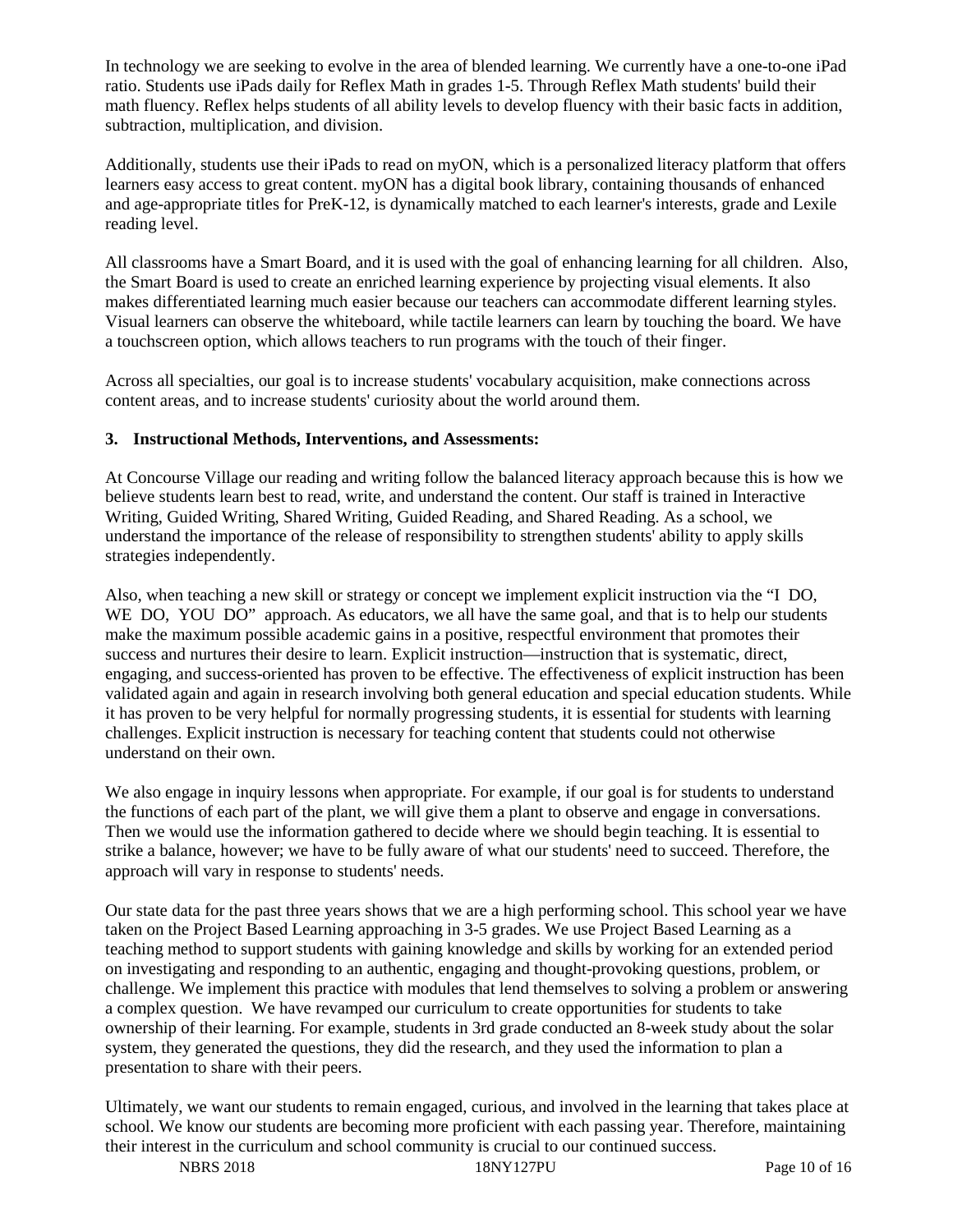In technology we are seeking to evolve in the area of blended learning. We currently have a one-to-one iPad ratio. Students use iPads daily for Reflex Math in grades 1-5. Through Reflex Math students' build their math fluency. Reflex helps students of all ability levels to develop fluency with their basic facts in addition, subtraction, multiplication, and division.

Additionally, students use their iPads to read on myON, which is a personalized literacy platform that offers learners easy access to great content. myON has a digital book library, containing thousands of enhanced and age-appropriate titles for PreK-12, is dynamically matched to each learner's interests, grade and Lexile reading level.

All classrooms have a Smart Board, and it is used with the goal of enhancing learning for all children. Also, the Smart Board is used to create an enriched learning experience by projecting visual elements. It also makes differentiated learning much easier because our teachers can accommodate different learning styles. Visual learners can observe the whiteboard, while tactile learners can learn by touching the board. We have a touchscreen option, which allows teachers to run programs with the touch of their finger.

Across all specialties, our goal is to increase students' vocabulary acquisition, make connections across content areas, and to increase students' curiosity about the world around them.

**3. Instructional Methods, Interventions, and Assessments:**

At Concourse Village our reading and writing follow the balanced literacy approach because this is how we believe students learn best to read, write, and understand the content. Our staff is trained in Interactive Writing, Guided Writing, Shared Writing, Guided Reading, and Shared Reading. As a school, we understand the importance of the release of responsibility to strengthen students' ability to apply skills strategies independently.

Also, when teaching a new skill or strategy or concept we implement explicit instruction via the "I DO, WE DO, YOU DO" approach. As educators, we all have the same goal, and that is to help our students make the maximum possible academic gains in a positive, respectful environment that promotes their success and nurtures their desire to learn. Explicit instruction—instruction that is systematic, direct, engaging, and success-oriented has proven to be effective. The effectiveness of explicit instruction has been validated again and again in research involving both general education and special education students. While it has proven to be very helpful for normally progressing students, it is essential for students with learning challenges. Explicit instruction is necessary for teaching content that students could not otherwise understand on their own.

We also engage in inquiry lessons when appropriate. For example, if our goal is for students to understand the functions of each part of the plant, we will give them a plant to observe and engage in conversations. Then we would use the information gathered to decide where we should begin teaching. It is essential to strike a balance, however; we have to be fully aware of what our students' need to succeed. Therefore, the approach will vary in response to students' needs.

Our state data for the past three years shows that we are a high performing school. This school year we have taken on the Project Based Learning approaching in 3-5 grades. We use Project Based Learning as a teaching method to support students with gaining knowledge and skills by working for an extended period on investigating and responding to an authentic, engaging and thought-provoking questions, problem, or challenge. We implement this practice with modules that lend themselves to solving a problem or answering a complex question. We have revamped our curriculum to create opportunities for students to take ownership of their learning. For example, students in 3rd grade conducted an 8-week study about the solar system, they generated the questions, they did the research, and they used the information to plan a presentation to share with their peers.

Ultimately, we want our students to remain engaged, curious, and involved in the learning that takes place at school. We know our students are becoming more proficient with each passing year. Therefore, maintaining their interest in the curriculum and school community is crucial to our continued success.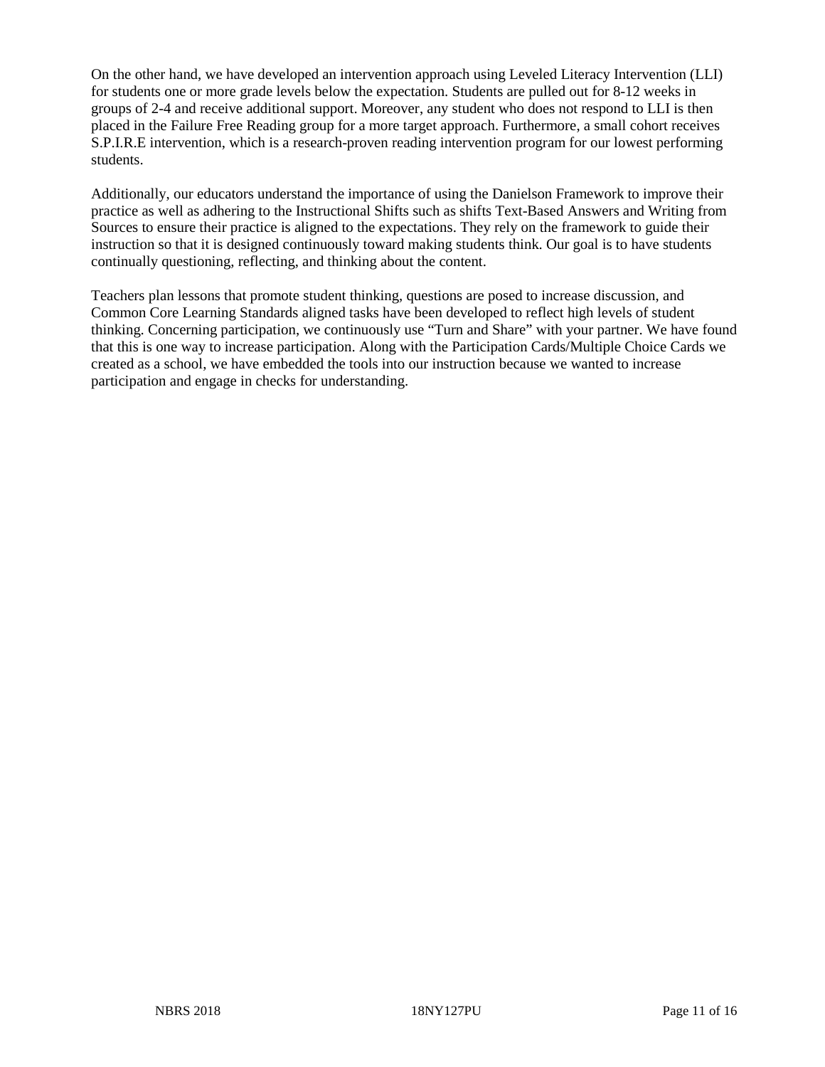On the other hand, we have developed an intervention approach using Leveled Literacy Intervention (LLI) for students one or more grade levels below the expectation. Students are pulled out for 8-12 weeks in groups of 2-4 and receive additional support. Moreover, any student who does not respond to LLI is then placed in the Failure Free Reading group for a more target approach. Furthermore, a small cohort receives S.P.I.R.E intervention, which is a research-proven reading intervention program for our lowest performing students.

Additionally, our educators understand the importance of using the Danielson Framework to improve their practice as well as adhering to the Instructional Shifts such as shifts Text-Based Answers and Writing from Sources to ensure their practice is aligned to the expectations. They rely on the framework to guide their instruction so that it is designed continuously toward making students think. Our goal is to have students continually questioning, reflecting, and thinking about the content.

Teachers plan lessons that promote student thinking, questions are posed to increase discussion, and Common Core Learning Standards aligned tasks have been developed to reflect high levels of student thinking. Concerning participation, we continuously use “Turn and Share” with your partner. We have found that this is one way to increase participation. Along with the Participation Cards/Multiple Choice Cards we created as a school, we have embedded the tools into our instruction because we wanted to increase participation and engage in checks for understanding.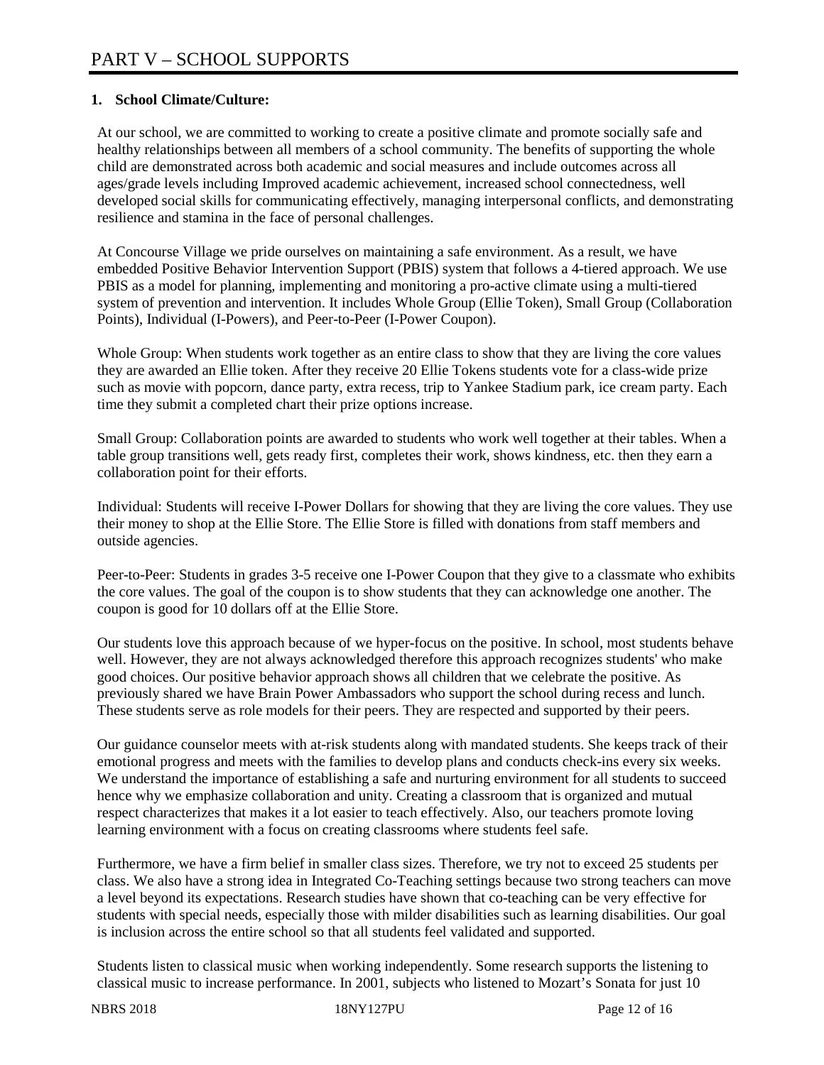# PART V – SCHOOL SUPPORTS

**1. School Climate/Culture:**

At our school, we are committed to working to create a positive climate and promote socially safe and healthy relationships between all members of a school community. The benefits of supporting the whole child are demonstrated across both academic and social measures and include outcomes across all ages/grade levels including Improved academic achievement, increased school connectedness, well developed social skills for communicating effectively, managing interpersonal conflicts, and demonstrating resilience and stamina in the face of personal challenges.

At Concourse Village we pride ourselves on maintaining a safe environment. As a result, we have embedded Positive Behavior Intervention Support (PBIS) system that follows a 4-tiered approach. We use PBIS as a model for planning, implementing and monitoring a pro-active climate using a multi-tiered system of prevention and intervention. It includes Whole Group (Ellie Token), Small Group (Collaboration Points), Individual (I-Powers), and Peer-to-Peer (I-Power Coupon).

Whole Group: When students work together as an entire class to show that they are living the core values they are awarded an Ellie token. After they receive 20 Ellie Tokens students vote for a class-wide prize such as movie with popcorn, dance party, extra recess, trip to Yankee Stadium park, ice cream party. Each time they submit a completed chart their prize options increase.

Small Group: Collaboration points are awarded to students who work well together at their tables. When a table group transitions well, gets ready first, completes their work, shows kindness, etc. then they earn a collaboration point for their efforts.

Individual: Students will receive I-Power Dollars for showing that they are living the core values. They use their money to shop at the Ellie Store. The Ellie Store is filled with donations from staff members and outside agencies.

Peer-to-Peer: Students in grades 3-5 receive one I-Power Coupon that they give to a classmate who exhibits the core values. The goal of the coupon is to show students that they can acknowledge one another. The coupon is good for 10 dollars off at the Ellie Store.

Our students love this approach because of we hyper-focus on the positive. In school, most students behave well. However, they are not always acknowledged therefore this approach recognizes students' who make good choices. Our positive behavior approach shows all children that we celebrate the positive. As previously shared we have Brain Power Ambassadors who support the school during recess and lunch. These students serve as role models for their peers. They are respected and supported by their peers.

Our guidance counselor meets with at-risk students along with mandated students. She keeps track of their emotional progress and meets with the families to develop plans and conducts check-ins every six weeks. We understand the importance of establishing a safe and nurturing environment for all students to succeed hence why we emphasize collaboration and unity. Creating a classroom that is organized and mutual respect characterizes that makes it a lot easier to teach effectively. Also, our teachers promote loving learning environment with a focus on creating classrooms where students feel safe.

Furthermore, we have a firm belief in smaller class sizes. Therefore, we try not to exceed 25 students per class. We also have a strong idea in Integrated Co-Teaching settings because two strong teachers can move a level beyond its expectations. Research studies have shown that co-teaching can be very effective for students with special needs, especially those with milder disabilities such as learning disabilities. Our goal is inclusion across the entire school so that all students feel validated and supported.

Students listen to classical music when working independently. Some research supports the listening to classical music to increase performance. In 2001, subjects who listened to Mozart's Sonata for just 10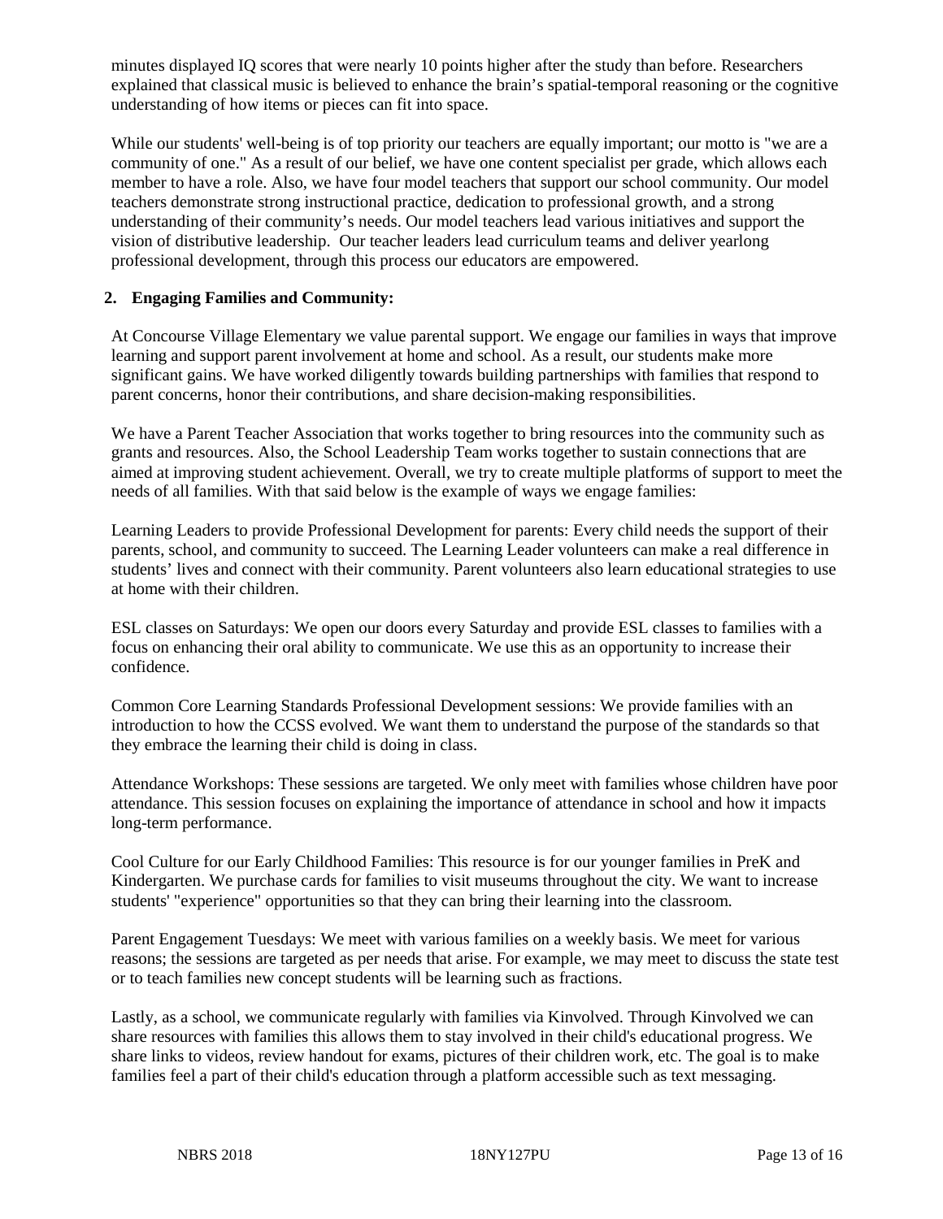minutes displayed IQ scores that were nearly 10 points higher after the study than before. Researchers explained that classical music is believed to enhance the brain's spatial-temporal reasoning or the cognitive understanding of how items or pieces can fit into space.

While our students' well-being is of top priority our teachers are equally important; our motto is "we are a community of one." As a result of our belief, we have one content specialist per grade, which allows each member to have a role. Also, we have four model teachers that support our school community. Our model teachers demonstrate strong instructional practice, dedication to professional growth, and a strong understanding of their community's needs. Our model teachers lead various initiatives and support the vision of distributive leadership. Our teacher leaders lead curriculum teams and deliver yearlong professional development, through this process our educators are empowered.

**2. Engaging Families and Community:**

At Concourse Village Elementary we value parental support. We engage our families in ways that improve learning and support parent involvement at home and school. As a result, our students make more significant gains. We have worked diligently towards building partnerships with families that respond to parent concerns, honor their contributions, and share decision-making responsibilities.

We have a Parent Teacher Association that works together to bring resources into the community such as grants and resources. Also, the School Leadership Team works together to sustain connections that are aimed at improving student achievement. Overall, we try to create multiple platforms of support to meet the needs of all families. With that said below is the example of ways we engage families:

Learning Leaders to provide Professional Development for parents: Every child needs the support of their parents, school, and community to succeed. The Learning Leader volunteers can make a real difference in students' lives and connect with their community. Parent volunteers also learn educational strategies to use at home with their children.

ESL classes on Saturdays: We open our doors every Saturday and provide ESL classes to families with a focus on enhancing their oral ability to communicate. We use this as an opportunity to increase their confidence.

Common Core Learning Standards Professional Development sessions: We provide families with an introduction to how the CCSS evolved. We want them to understand the purpose of the standards so that they embrace the learning their child is doing in class.

Attendance Workshops: These sessions are targeted. We only meet with families whose children have poor attendance. This session focuses on explaining the importance of attendance in school and how it impacts long-term performance.

Cool Culture for our Early Childhood Families: This resource is for our younger families in PreK and Kindergarten. We purchase cards for families to visit museums throughout the city. We want to increase students' "experience" opportunities so that they can bring their learning into the classroom.

Parent Engagement Tuesdays: We meet with various families on a weekly basis. We meet for various reasons; the sessions are targeted as per needs that arise. For example, we may meet to discuss the state test or to teach families new concept students will be learning such as fractions.

Lastly, as a school, we communicate regularly with families via Kinvolved. Through Kinvolved we can share resources with families this allows them to stay involved in their child's educational progress. We share links to videos, review handout for exams, pictures of their children work, etc. The goal is to make families feel a part of their child's education through a platform accessible such as text messaging.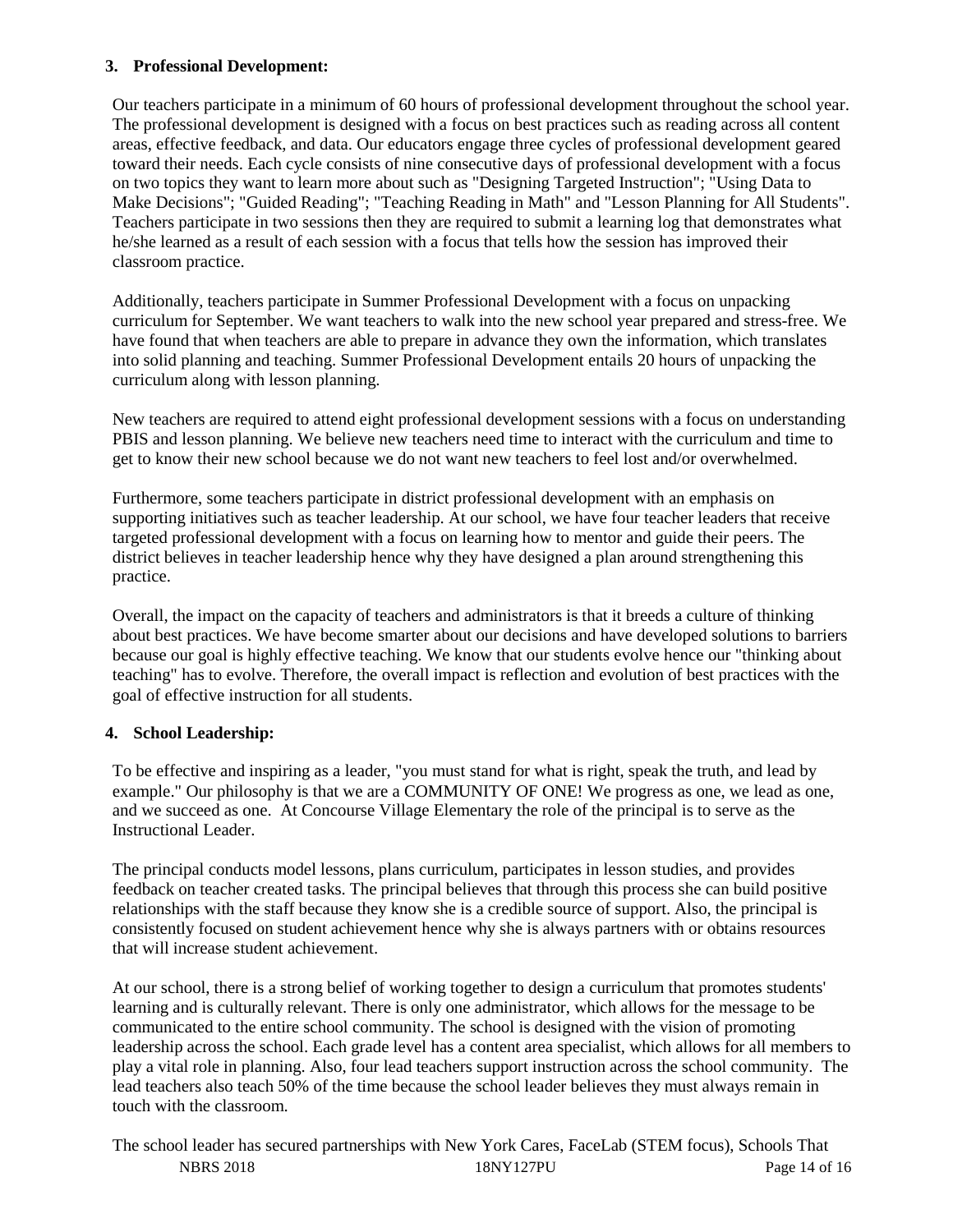**3. Professional Development:**

Our teachers participate in a minimum of 60 hours of professional development throughout the school year. The professional development is designed with a focus on best practices such as reading across all content areas, effective feedback, and data. Our educators engage three cycles of professional development geared toward their needs. Each cycle consists of nine consecutive days of professional development with a focus on two topics they want to learn more about such as "Designing Targeted Instruction"; "Using Data to Make Decisions"; "Guided Reading"; "Teaching Reading in Math" and "Lesson Planning for All Students". Teachers participate in two sessions then they are required to submit a learning log that demonstrates what he/she learned as a result of each session with a focus that tells how the session has improved their classroom practice.

Additionally, teachers participate in Summer Professional Development with a focus on unpacking curriculum for September. We want teachers to walk into the new school year prepared and stress-free. We have found that when teachers are able to prepare in advance they own the information, which translates into solid planning and teaching. Summer Professional Development entails 20 hours of unpacking the curriculum along with lesson planning.

New teachers are required to attend eight professional development sessions with a focus on understanding PBIS and lesson planning. We believe new teachers need time to interact with the curriculum and time to get to know their new school because we do not want new teachers to feel lost and/or overwhelmed.

Furthermore, some teachers participate in district professional development with an emphasis on supporting initiatives such as teacher leadership. At our school, we have four teacher leaders that receive targeted professional development with a focus on learning how to mentor and guide their peers. The district believes in teacher leadership hence why they have designed a plan around strengthening this practice.

Overall, the impact on the capacity of teachers and administrators is that it breeds a culture of thinking about best practices. We have become smarter about our decisions and have developed solutions to barriers because our goal is highly effective teaching. We know that our students evolve hence our "thinking about teaching" has to evolve. Therefore, the overall impact is reflection and evolution of best practices with the goal of effective instruction for all students.

**4. School Leadership:**

To be effective and inspiring as a leader, "you must stand for what is right, speak the truth, and lead by example." Our philosophy is that we are a COMMUNITY OF ONE! We progress as one, we lead as one, and we succeed as one. At Concourse Village Elementary the role of the principal is to serve as the Instructional Leader.

The principal conducts model lessons, plans curriculum, participates in lesson studies, and provides feedback on teacher created tasks. The principal believes that through this process she can build positive relationships with the staff because they know she is a credible source of support. Also, the principal is consistently focused on student achievement hence why she is always partners with or obtains resources that will increase student achievement.

At our school, there is a strong belief of working together to design a curriculum that promotes students' learning and is culturally relevant. There is only one administrator, which allows for the message to be communicated to the entire school community. The school is designed with the vision of promoting leadership across the school. Each grade level has a content area specialist, which allows for all members to play a vital role in planning. Also, four lead teachers support instruction across the school community. The lead teachers also teach 50% of the time because the school leader believes they must always remain in touch with the classroom.

The school leader has secured partnerships with New York Cares, FaceLab (STEM focus), Schools That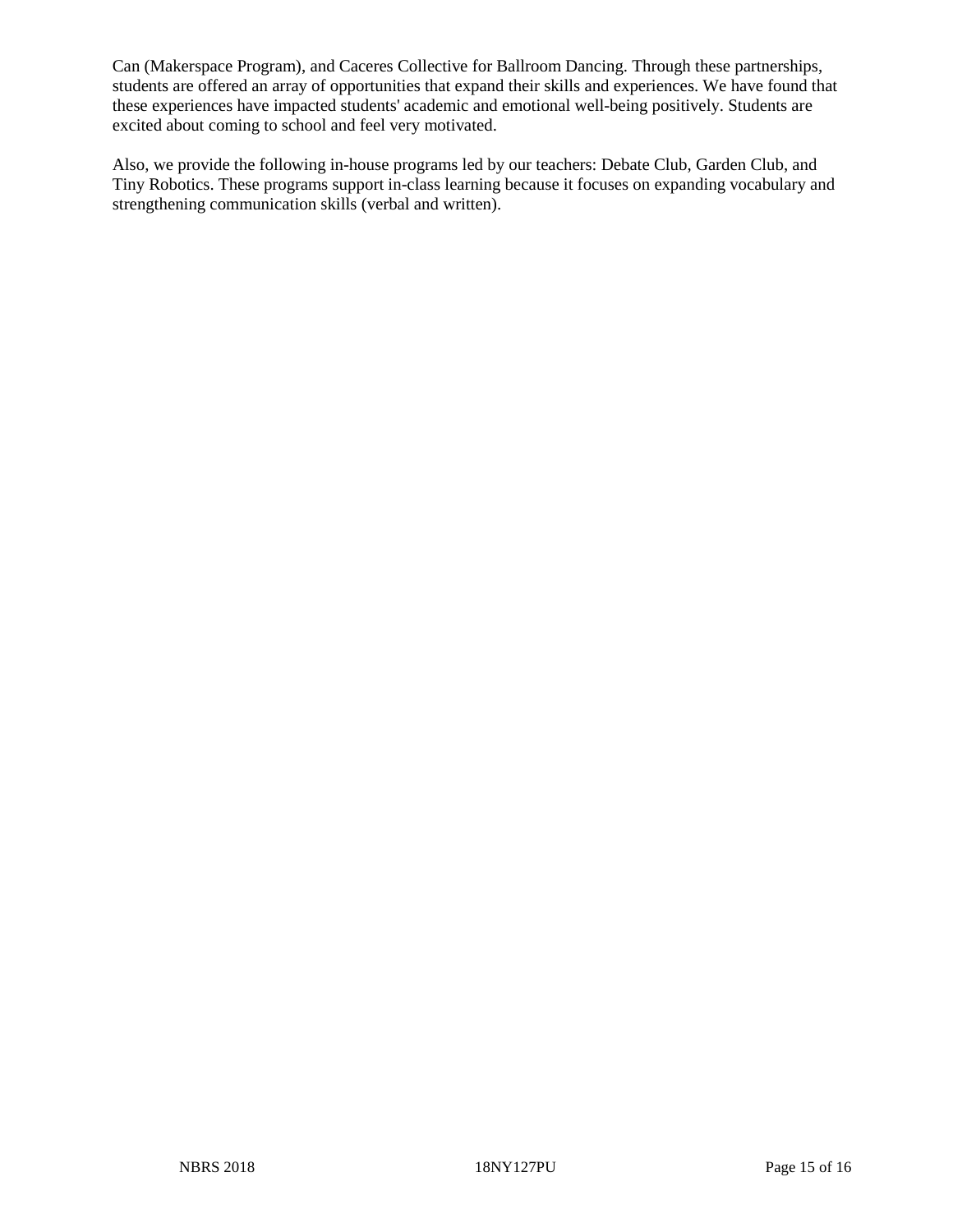Can (Makerspace Program), and Caceres Collective for Ballroom Dancing. Through these partnerships, students are offered an array of opportunities that expand their skills and experiences. We have found that these experiences have impacted students' academic and emotional well-being positively. Students are excited about coming to school and feel very motivated.

Also, we provide the following in-house programs led by our teachers: Debate Club, Garden Club, and Tiny Robotics. These programs support in-class learning because it focuses on expanding vocabulary and strengthening communication skills (verbal and written).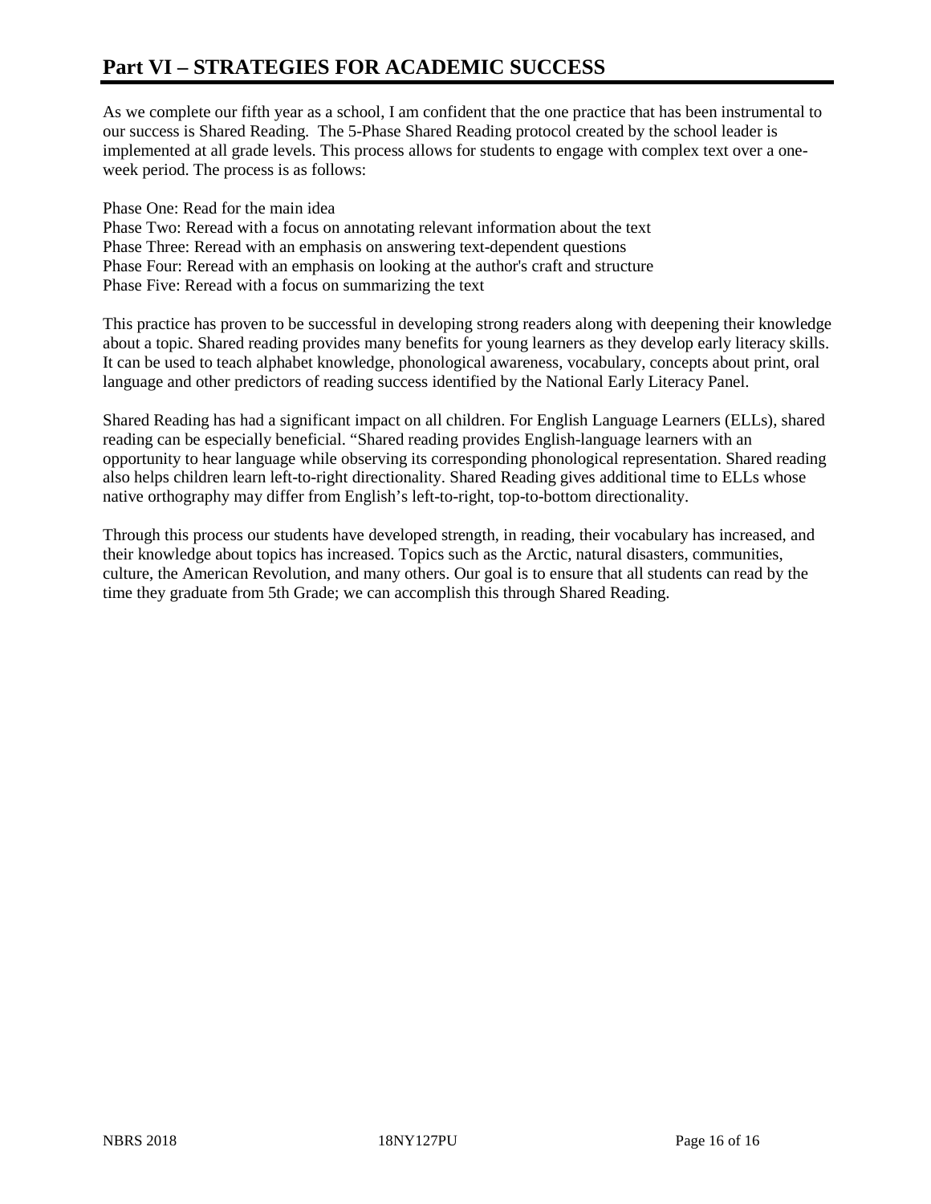# Part VI – STRATEGIES FOR ACADEMIC SUCCESS

As we complete our fifth year as a school, I am confident that the one practice that has been instrumental to our success is Shared Reading. The 5-Phase Shared Reading protocol created by the school leader is implemented at all grade levels. This process allows for students to engage with complex text over a one-week period. The process is as follows:

Phase One: Read for the main idea
Phase Two: Reread with a focus on annotating relevant information about the text
Phase Three: Reread with an emphasis on answering text-dependent questions
Phase Four: Reread with an emphasis on looking at the author's craft and structure
Phase Five: Reread with a focus on summarizing the text

This practice has proven to be successful in developing strong readers along with deepening their knowledge about a topic. Shared reading provides many benefits for young learners as they develop early literacy skills. It can be used to teach alphabet knowledge, phonological awareness, vocabulary, concepts about print, oral language and other predictors of reading success identified by the National Early Literacy Panel.

Shared Reading has had a significant impact on all children. For English Language Learners (ELLs), shared reading can be especially beneficial. "Shared reading provides English-language learners with an opportunity to hear language while observing its corresponding phonological representation. Shared reading also helps children learn left-to-right directionality. Shared Reading gives additional time to ELLs whose native orthography may differ from English's left-to-right, top-to-bottom directionality.

Through this process our students have developed strength, in reading, their vocabulary has increased, and their knowledge about topics has increased. Topics such as the Arctic, natural disasters, communities, culture, the American Revolution, and many others. Our goal is to ensure that all students can read by the time they graduate from 5th Grade; we can accomplish this through Shared Reading.